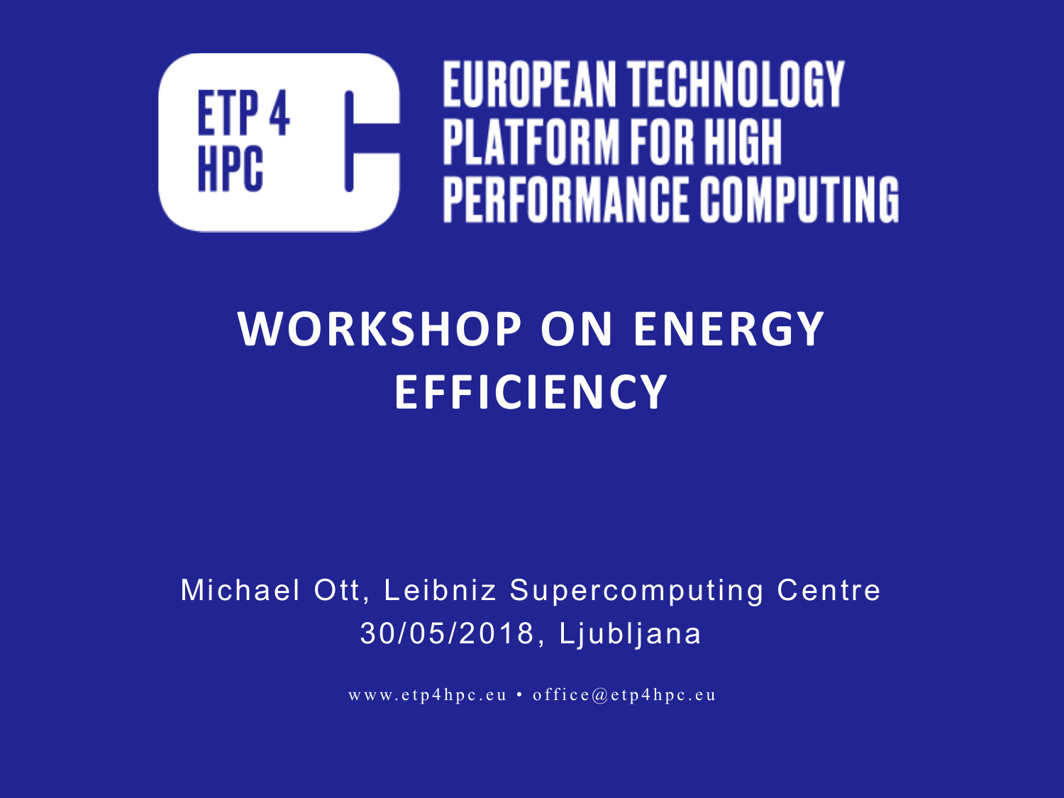ETP 4 HPC

EUROPEAN TECHNOLOGY PLATFORM FOR HIGH PERFORMANCE COMPUTING

# WORKSHOP ON ENERGY EFFICIENCY

Michael Ott, Leibniz Supercomputing Centre
30/05/2018, Ljubljana

www.etp4hpc.eu • office@etp4hpc.eu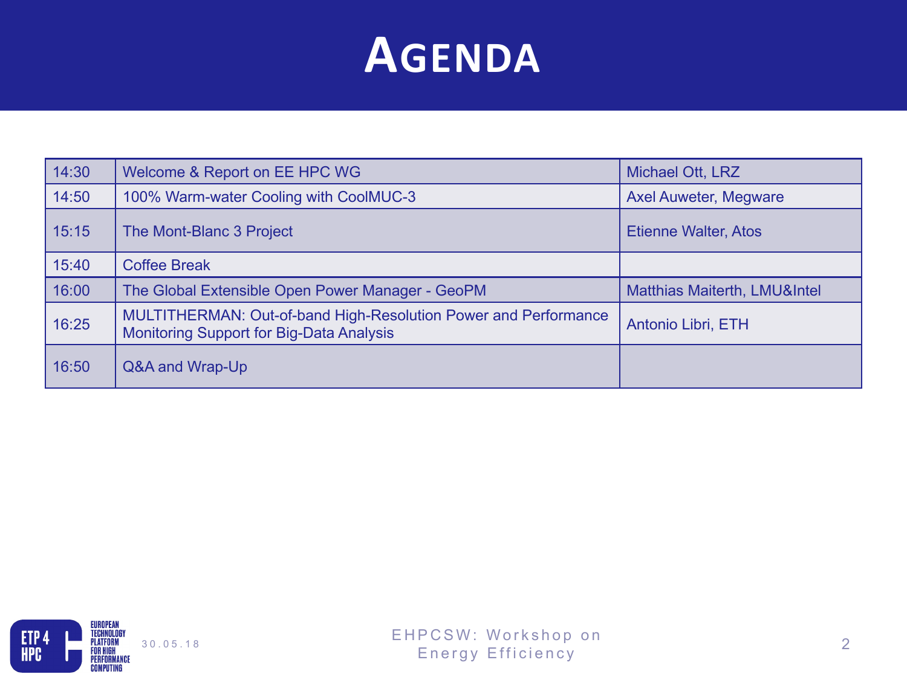# Agenda

| | | |
|---|---|---|
| 14:30 | Welcome & Report on EE HPC WG | Michael Ott, LRZ |
| 14:50 | 100% Warm-water Cooling with CoolMUC-3 | Axel Auweter, Megware |
| 15:15 | The Mont-Blanc 3 Project | Etienne Walter, Atos |
| 15:40 | Coffee Break | |
| 16:00 | The Global Extensible Open Power Manager - GeoPM | Matthias Maiterth, LMU&Intel |
| 16:25 | MULTITHERMAN: Out-of-band High-Resolution Power and Performance Monitoring Support for Big-Data Analysis | Antonio Libri, ETH |
| 16:50 | Q&A and Wrap-Up | |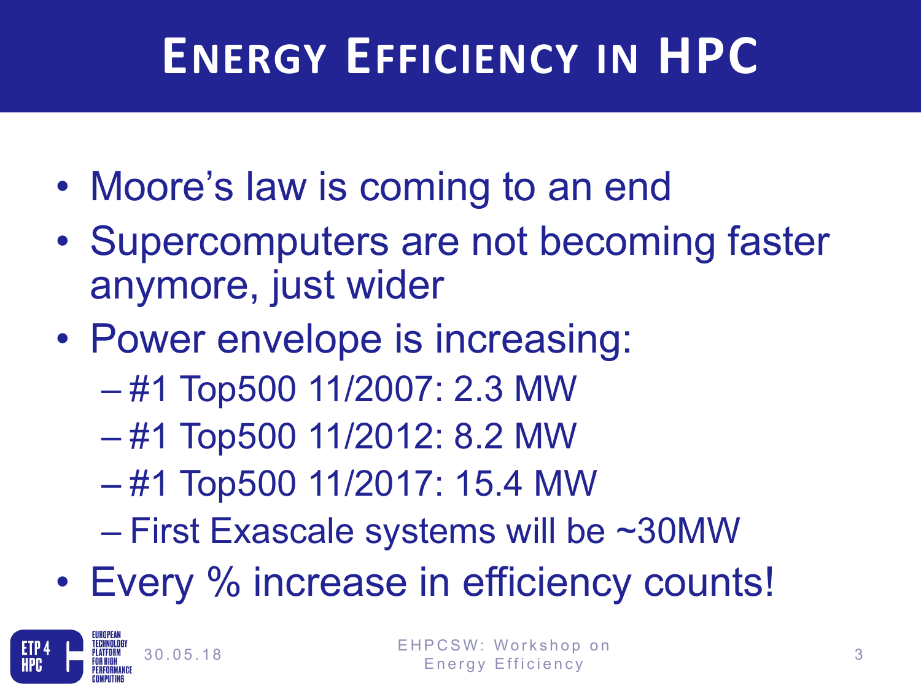# Energy Efficiency in HPC

- Moore's law is coming to an end
- Supercomputers are not becoming faster anymore, just wider
- Power envelope is increasing:
  - #1 Top500 11/2007: 2.3 MW
  - #1 Top500 11/2012: 8.2 MW
  - #1 Top500 11/2017: 15.4 MW
  - First Exascale systems will be ~30MW
- Every % increase in efficiency counts!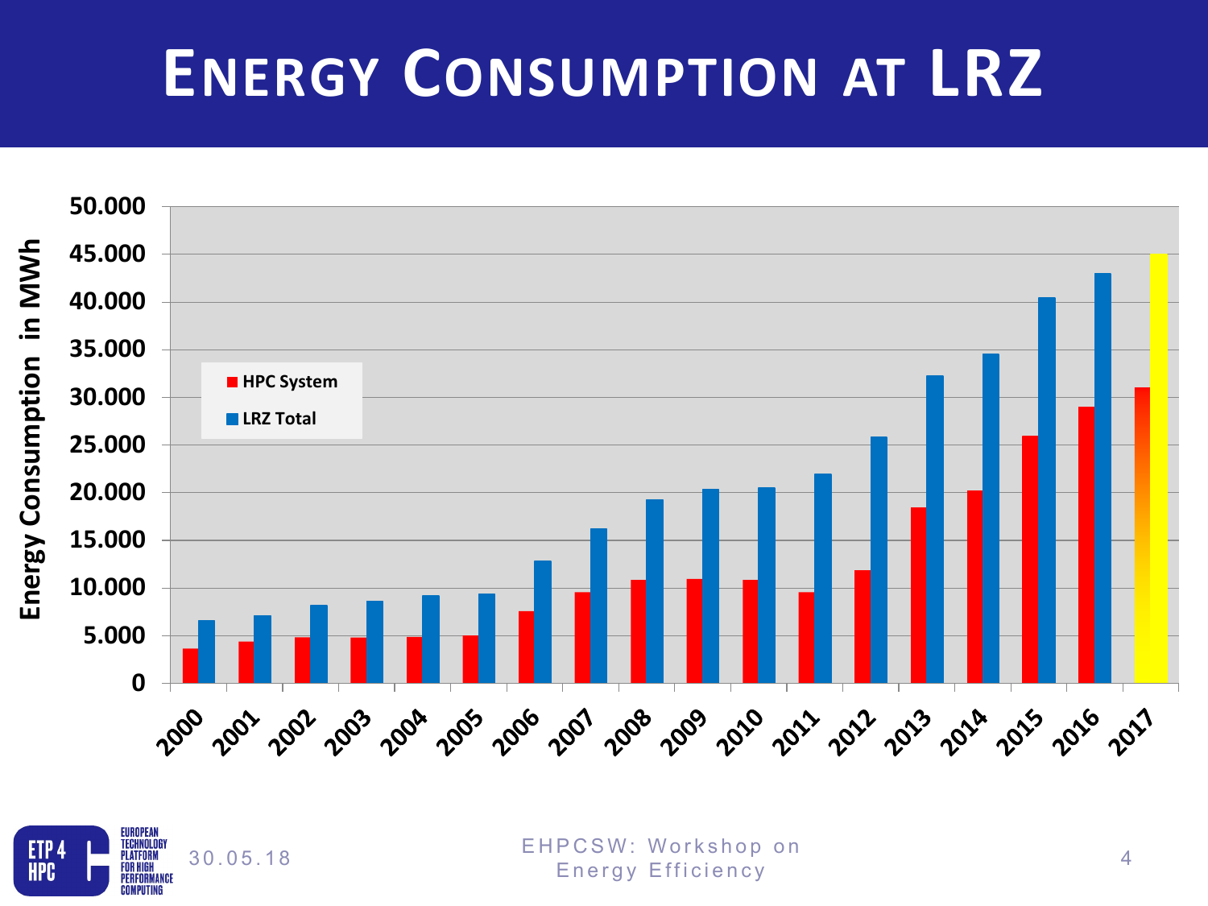# Energy Consumption at LRZ

Energy Consumption in MWh

- HPC System
- LRZ Total

| Year | HPC System | LRZ Total |
|---|---|---|
| 2000 | ~3.600 | ~6.600 |
| 2001 | ~4.300 | ~7.100 |
| 2002 | ~4.800 | ~8.200 |
| 2003 | ~4.800 | ~8.600 |
| 2004 | ~4.800 | ~9.200 |
| 2005 | ~5.000 | ~9.400 |
| 2006 | ~7.500 | ~12.800 |
| 2007 | ~9.500 | ~16.200 |
| 2008 | ~10.800 | ~19.300 |
| 2009 | ~10.900 | ~20.300 |
| 2010 | ~10.800 | ~20.500 |
| 2011 | ~9.500 | ~22.000 |
| 2012 | ~11.800 | ~25.800 |
| 2013 | ~18.400 | ~32.300 |
| 2014 | ~20.200 | ~34.500 |
| 2015 | ~25.900 | ~40.500 |
| 2016 | ~29.000 | ~43.000 |
| 2017 | ~31.000 | ~45.000 |

30.05.18

EHPCSW: Workshop on Energy Efficiency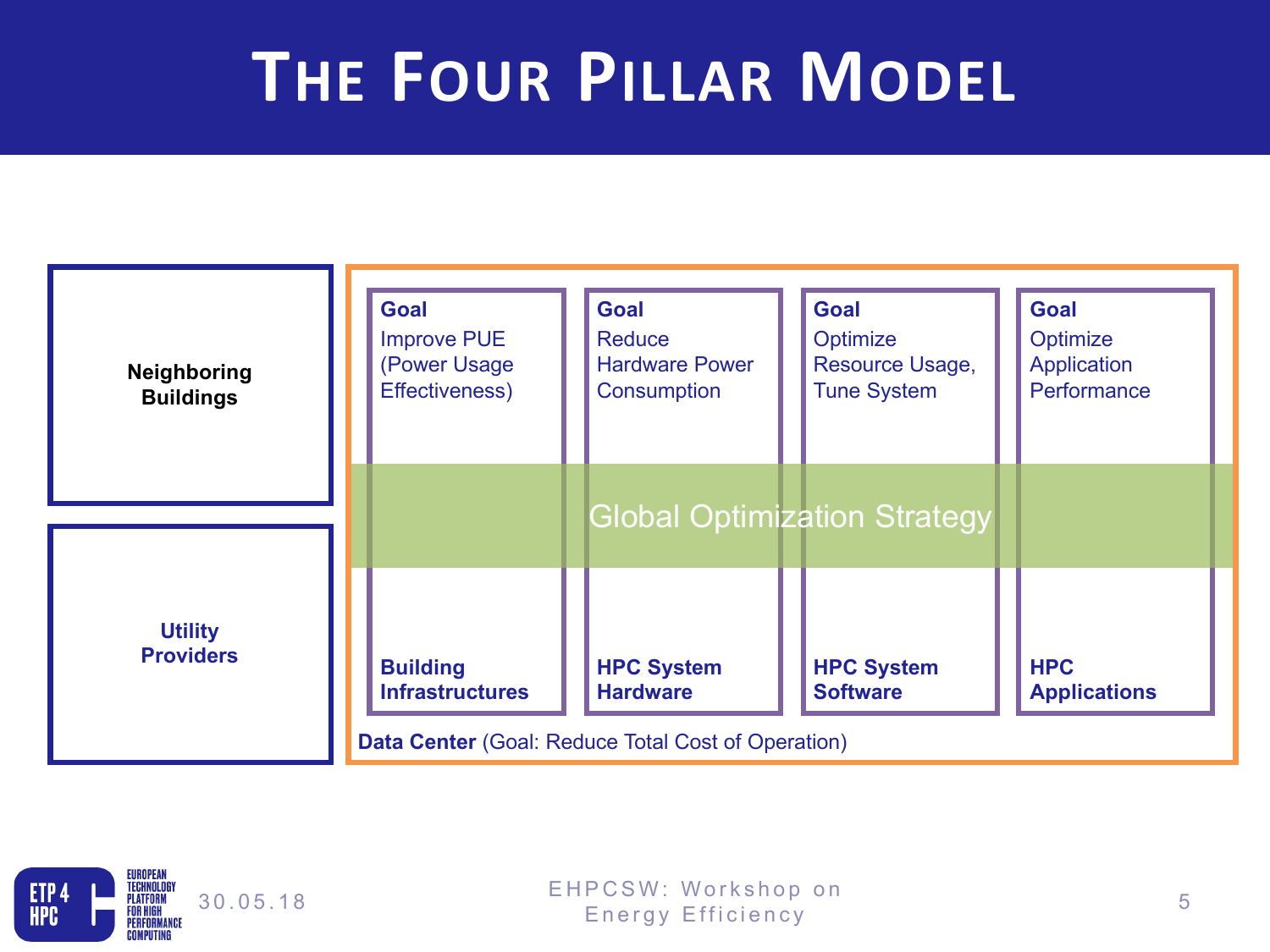# The Four Pillar Model

**Neighboring Buildings**

**Utility Providers**

| Building Infrastructures | HPC System Hardware | HPC System Software | HPC Applications |
| --- | --- | --- | --- |
| **Goal** Improve PUE (Power Usage Effectiveness) | **Goal** Reduce Hardware Power Consumption | **Goal** Optimize Resource Usage, Tune System | **Goal** Optimize Application Performance |

Global Optimization Strategy

**Data Center** (Goal: Reduce Total Cost of Operation)

30.05.18

EHPCSW: Workshop on Energy Efficiency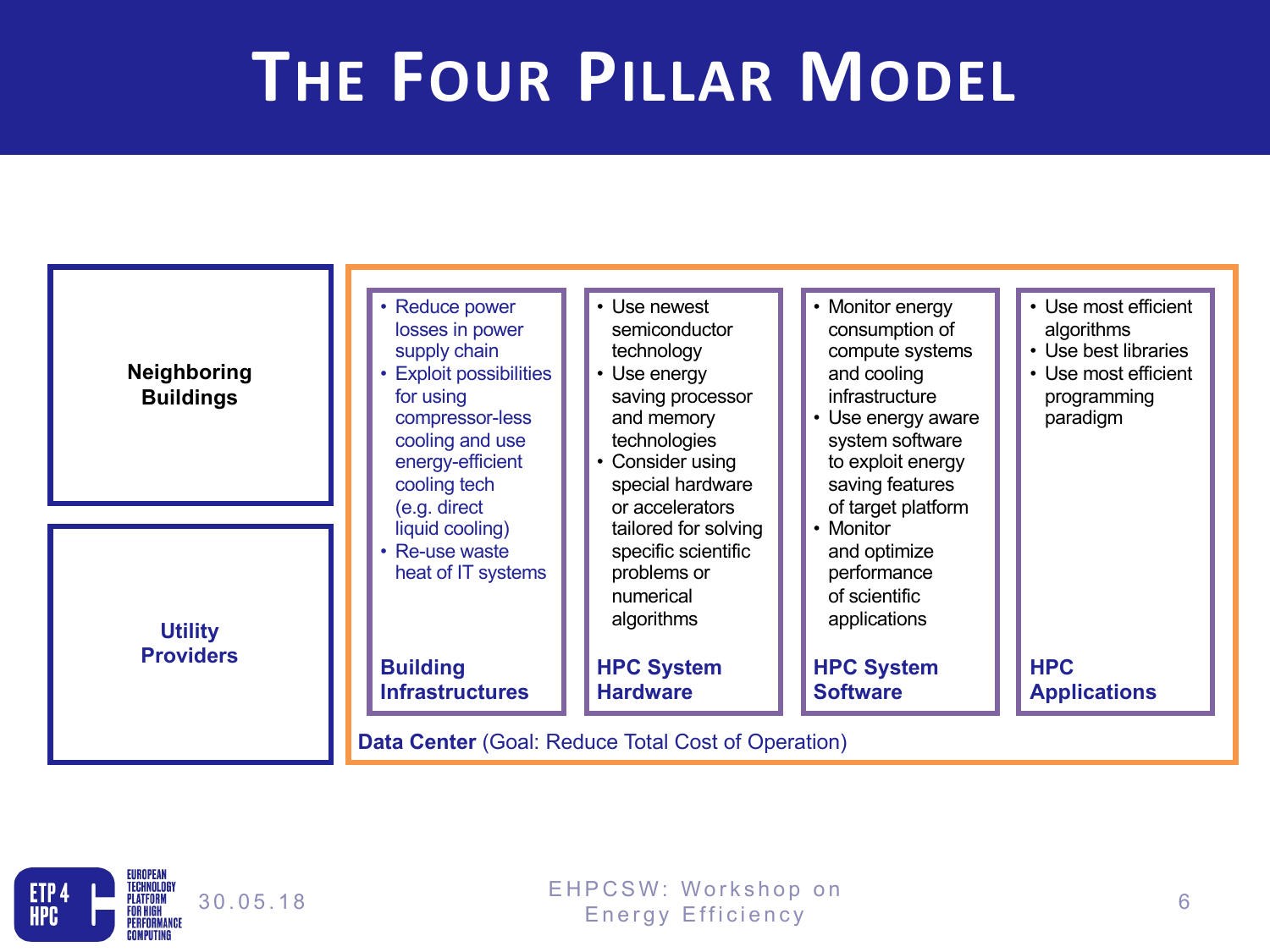# The Four Pillar Model

**Neighboring Buildings**

**Utility Providers**

**Building Infrastructures**

- Reduce power losses in power supply chain
- Exploit possibilities for using compressor-less cooling and use energy-efficient cooling tech (e.g. direct liquid cooling)
- Re-use waste heat of IT systems

**HPC System Hardware**

- Use newest semiconductor technology
- Use energy saving processor and memory technologies
- Consider using special hardware or accelerators tailored for solving specific scientific problems or numerical algorithms

**HPC System Software**

- Monitor energy consumption of compute systems and cooling infrastructure
- Use energy aware system software to exploit energy saving features of target platform
- Monitor and optimize performance of scientific applications

**HPC Applications**

- Use most efficient algorithms
- Use best libraries
- Use most efficient programming paradigm

**Data Center** (Goal: Reduce Total Cost of Operation)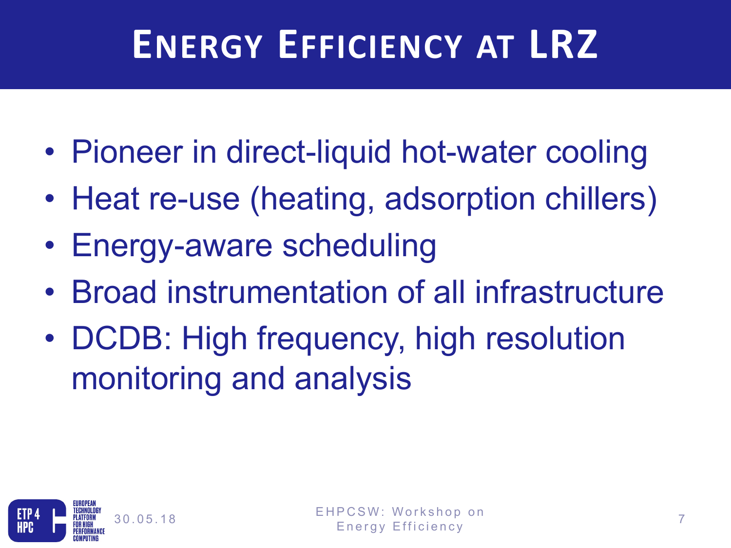# Energy Efficiency at LRZ

- Pioneer in direct-liquid hot-water cooling
- Heat re-use (heating, adsorption chillers)
- Energy-aware scheduling
- Broad instrumentation of all infrastructure
- DCDB: High frequency, high resolution monitoring and analysis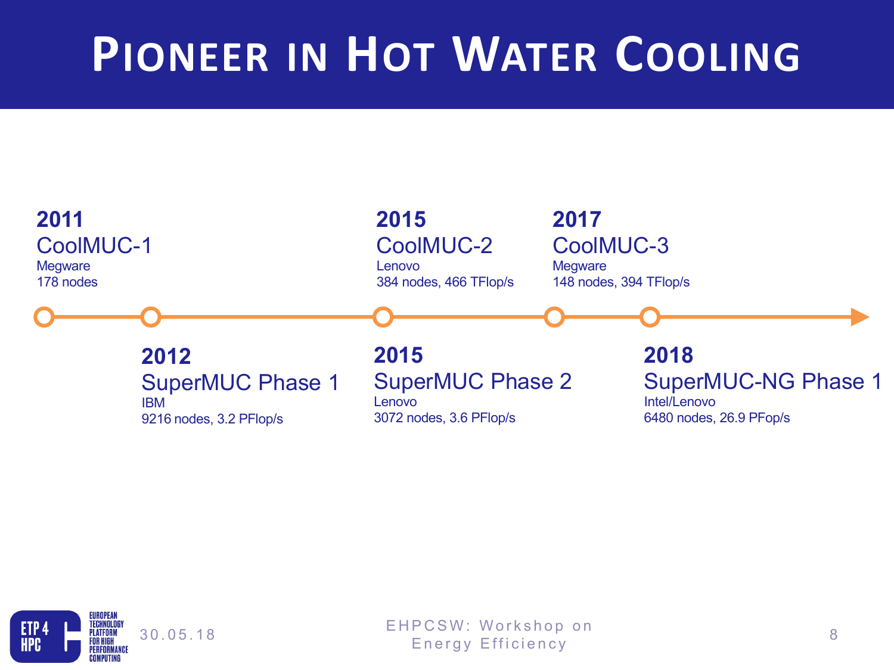# Pioneer in Hot Water Cooling

**2011**
CoolMUC-1
Megware
178 nodes

**2012**
SuperMUC Phase 1
IBM
9216 nodes, 3.2 PFlop/s

**2015**
CoolMUC-2
Lenovo
384 nodes, 466 TFlop/s

**2015**
SuperMUC Phase 2
Lenovo
3072 nodes, 3.6 PFlop/s

**2017**
CoolMUC-3
Megware
148 nodes, 394 TFlop/s

**2018**
SuperMUC-NG Phase 1
Intel/Lenovo
6480 nodes, 26.9 PFop/s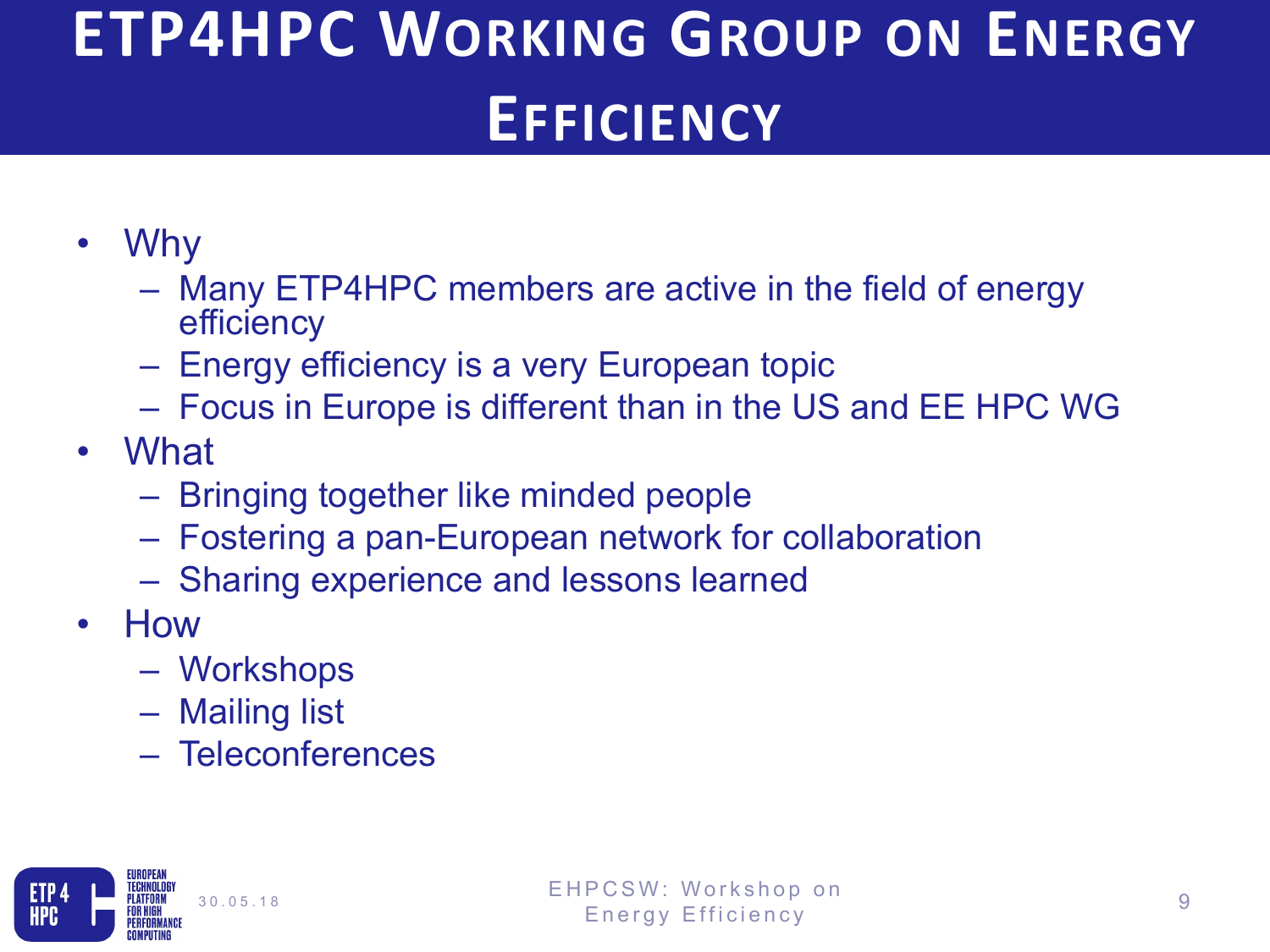# ETP4HPC Working Group on Energy Efficiency

- Why
  - Many ETP4HPC members are active in the field of energy efficiency
  - Energy efficiency is a very European topic
  - Focus in Europe is different than in the US and EE HPC WG
- What
  - Bringing together like minded people
  - Fostering a pan-European network for collaboration
  - Sharing experience and lessons learned
- How
  - Workshops
  - Mailing list
  - Teleconferences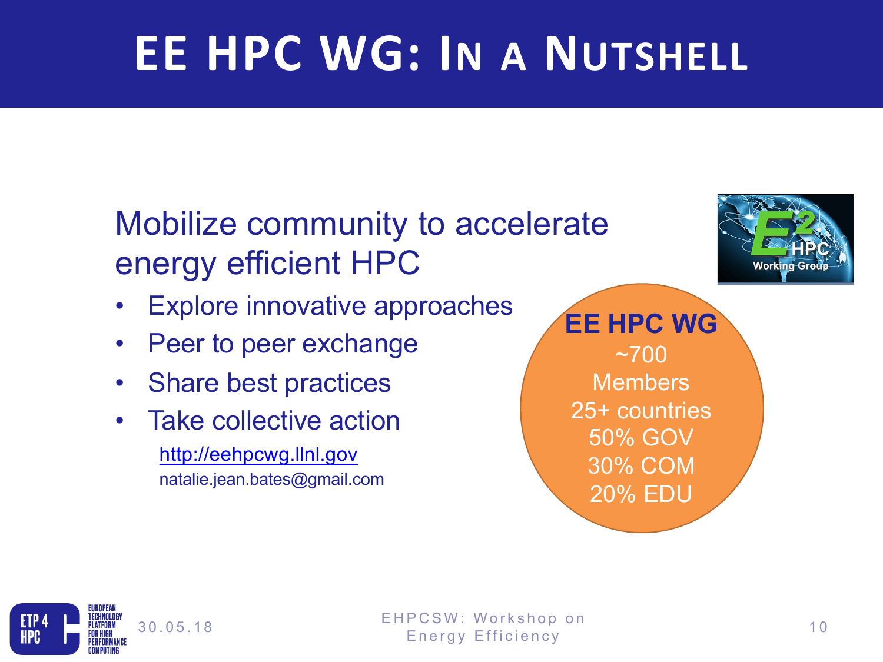# EE HPC WG: In a Nutshell

## Mobilize community to accelerate energy efficient HPC

- Explore innovative approaches
- Peer to peer exchange
- Share best practices
- Take collective action

http://eehpcwg.llnl.gov
natalie.jean.bates@gmail.com

**EE HPC WG**
~700
Members
25+ countries
50% GOV
30% COM
20% EDU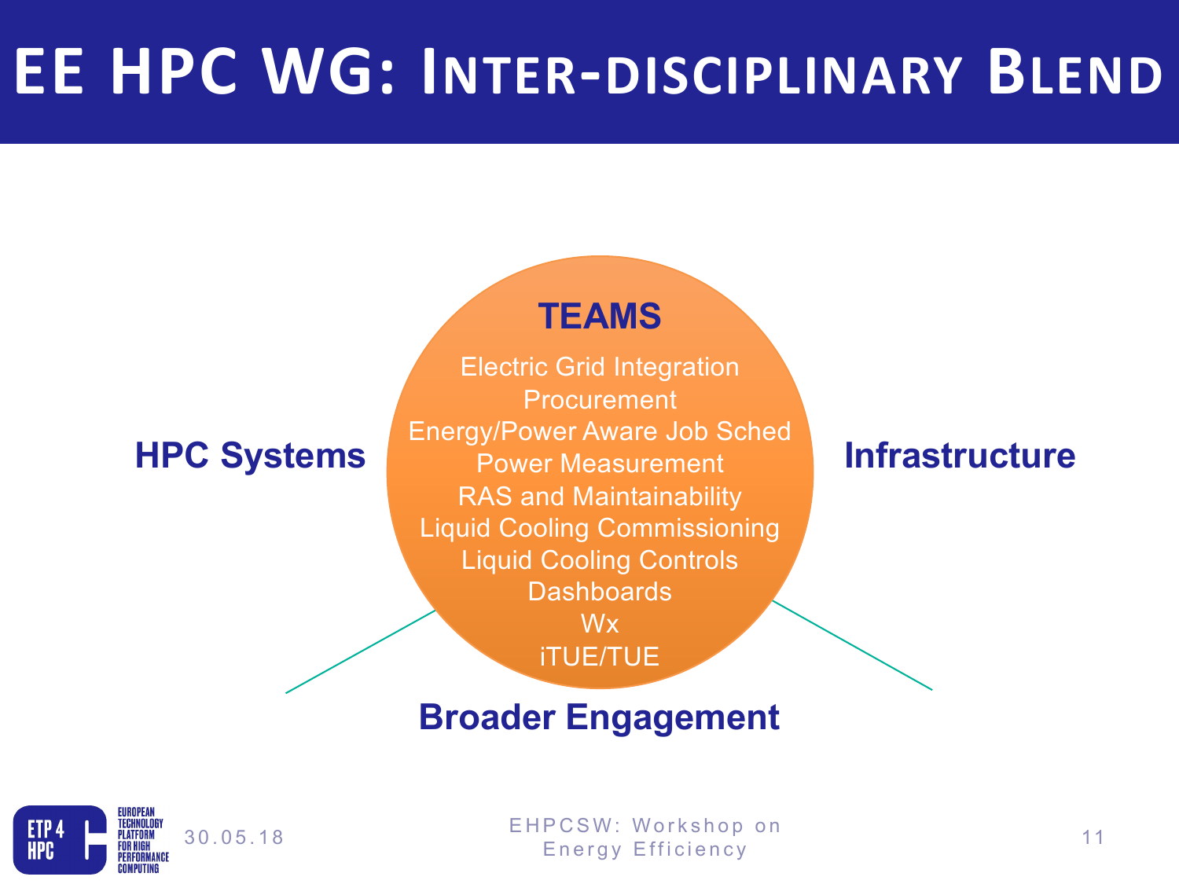# EE HPC WG: Inter-disciplinary Blend

**TEAMS**

- Electric Grid Integration
- Procurement
- Energy/Power Aware Job Sched
- Power Measurement
- RAS and Maintainability
- Liquid Cooling Commissioning
- Liquid Cooling Controls
- Dashboards
- Wx
- iTUE/TUE

**HPC Systems**

**Infrastructure**

**Broader Engagement**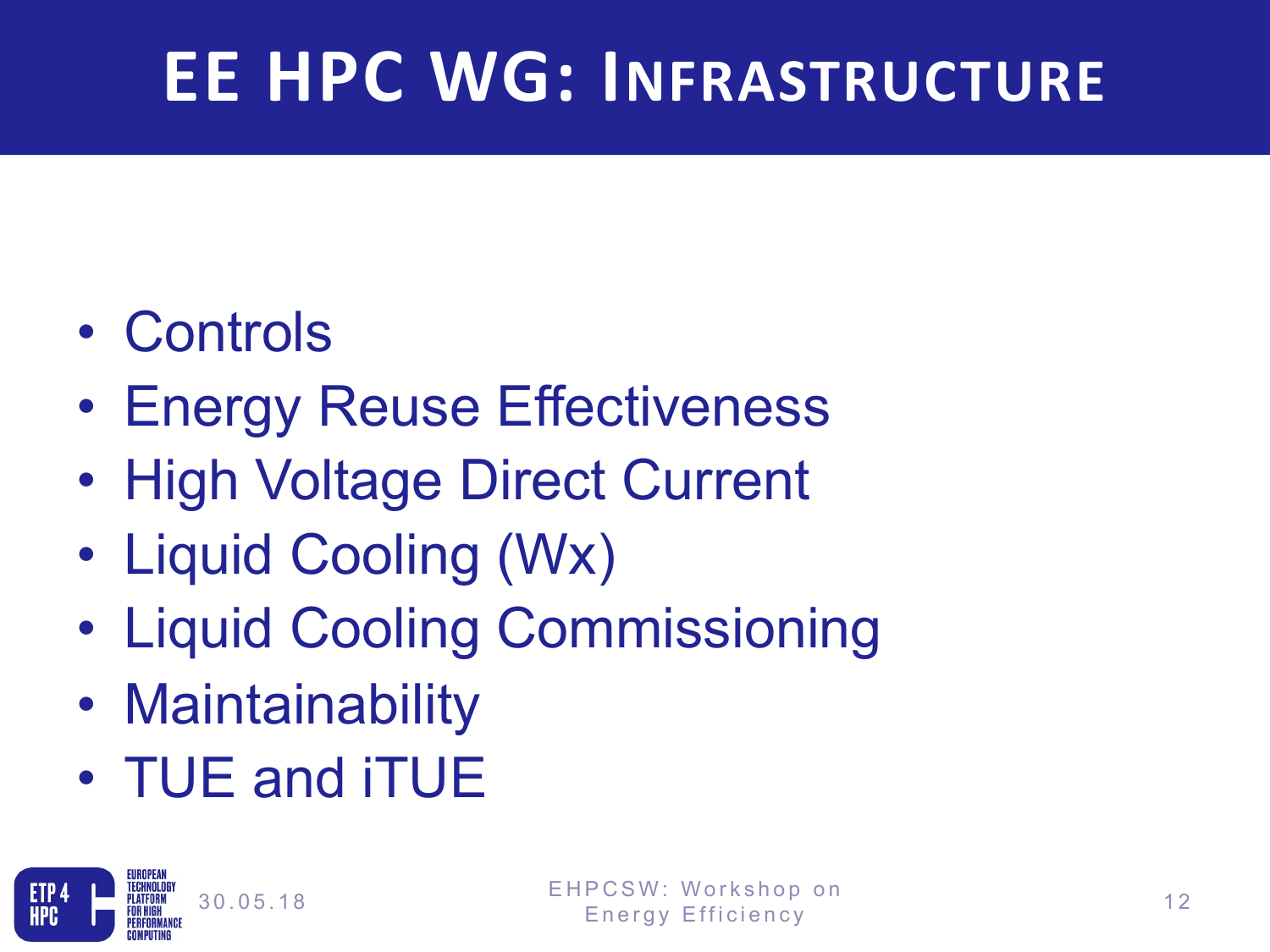# EE HPC WG: Infrastructure

- Controls
- Energy Reuse Effectiveness
- High Voltage Direct Current
- Liquid Cooling (Wx)
- Liquid Cooling Commissioning
- Maintainability
- TUE and iTUE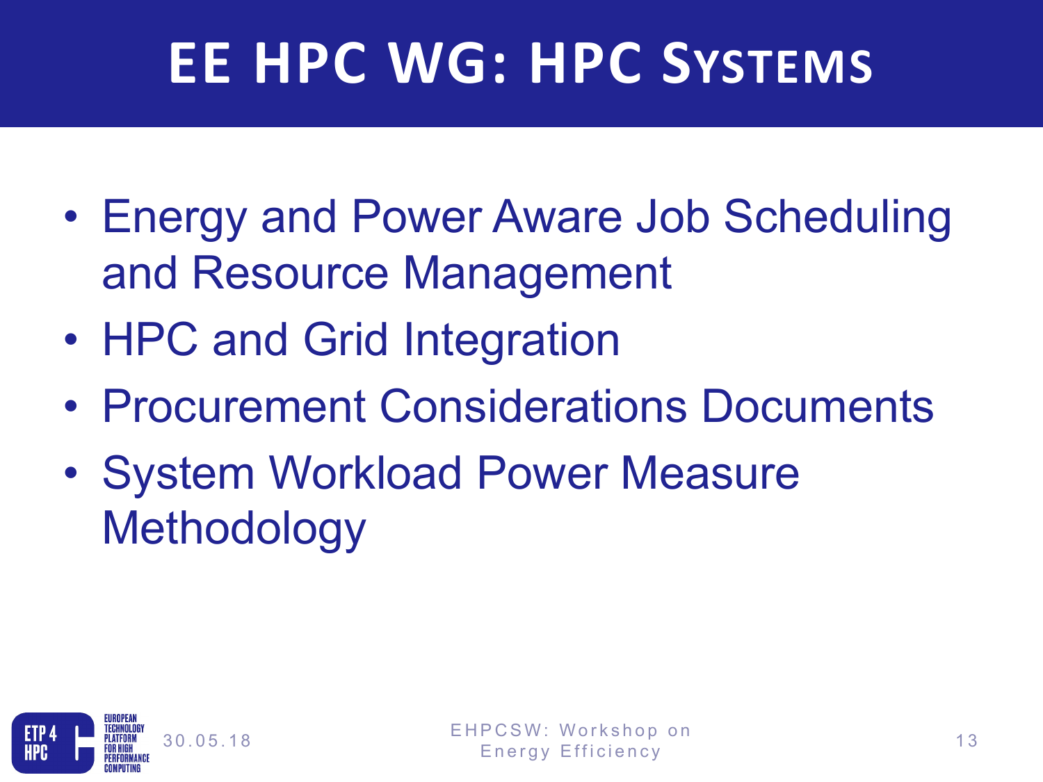# EE HPC WG: HPC Systems

- Energy and Power Aware Job Scheduling and Resource Management
- HPC and Grid Integration
- Procurement Considerations Documents
- System Workload Power Measure Methodology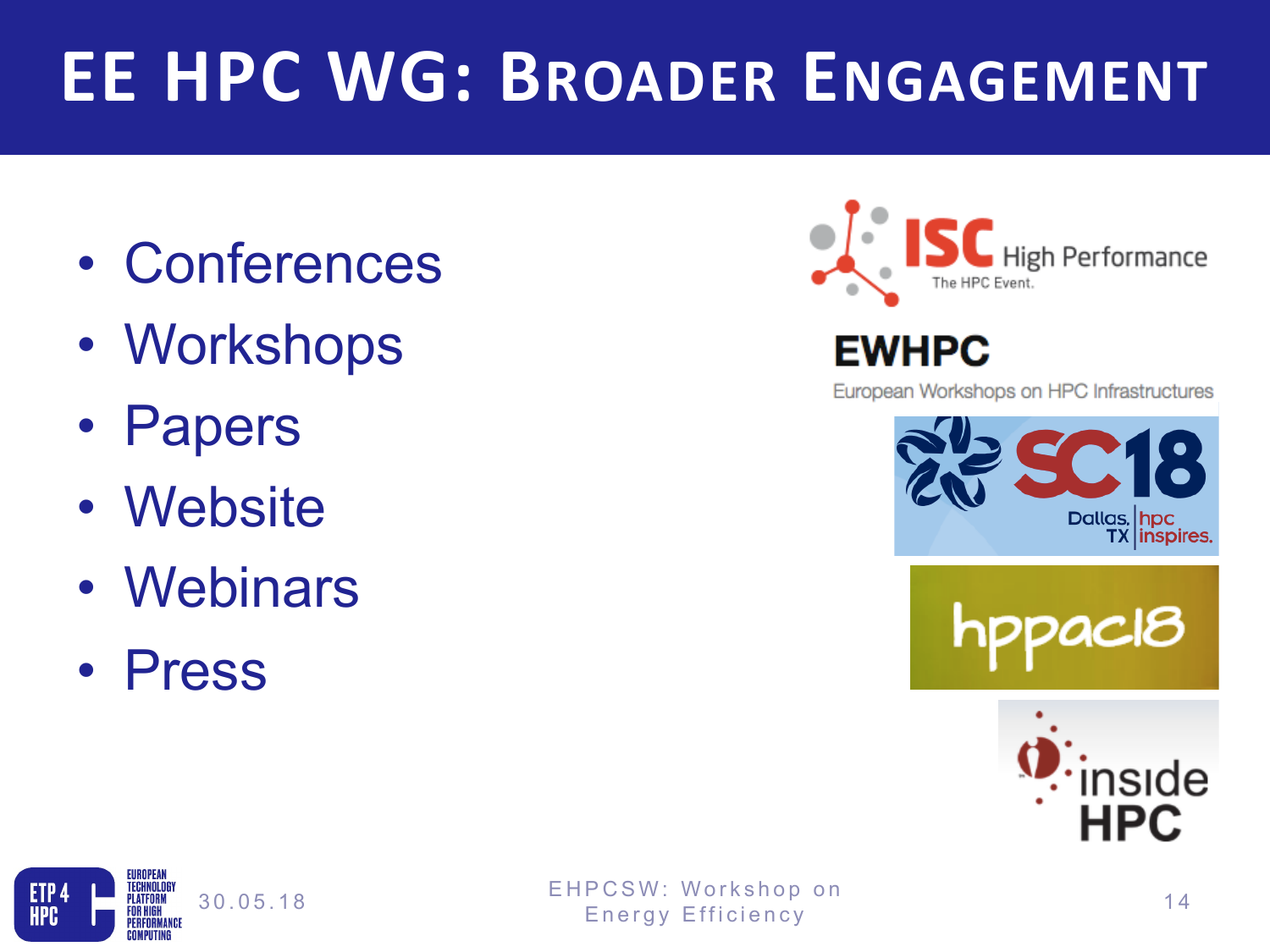# EE HPC WG: Broader Engagement

- Conferences
- Workshops
- Papers
- Website
- Webinars
- Press

ISC High Performance — The HPC Event.

EWHPC — European Workshops on HPC Infrastructures

SC18 — Dallas, TX | hpc inspires.

hppac18

inside HPC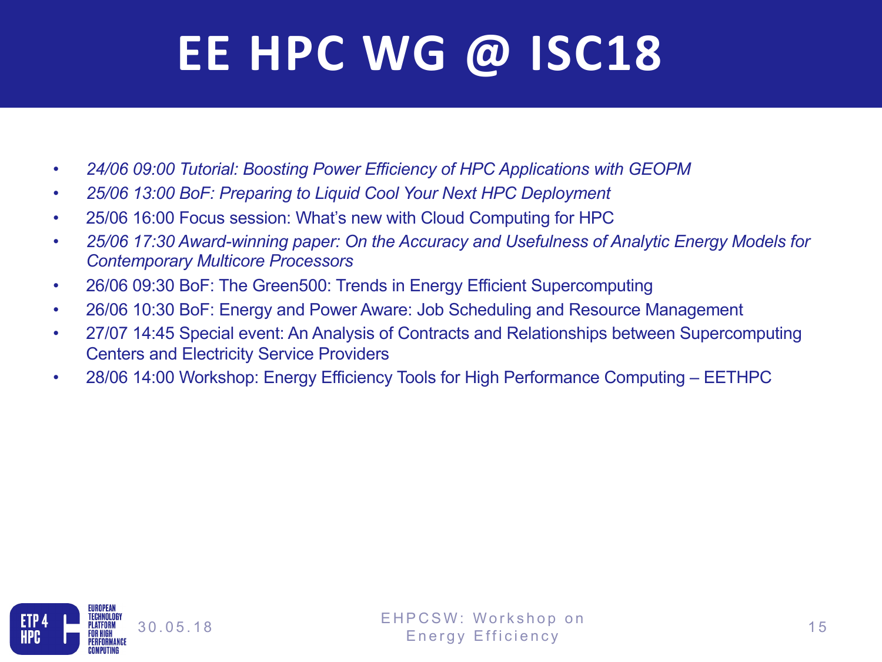# EE HPC WG @ ISC18

- *24/06 09:00 Tutorial: Boosting Power Efficiency of HPC Applications with GEOPM*
- *25/06 13:00 BoF: Preparing to Liquid Cool Your Next HPC Deployment*
- 25/06 16:00 Focus session: What's new with Cloud Computing for HPC
- *25/06 17:30 Award-winning paper: On the Accuracy and Usefulness of Analytic Energy Models for Contemporary Multicore Processors*
- 26/06 09:30 BoF: The Green500: Trends in Energy Efficient Supercomputing
- 26/06 10:30 BoF: Energy and Power Aware: Job Scheduling and Resource Management
- 27/07 14:45 Special event: An Analysis of Contracts and Relationships between Supercomputing Centers and Electricity Service Providers
- 28/06 14:00 Workshop: Energy Efficiency Tools for High Performance Computing – EETHPC